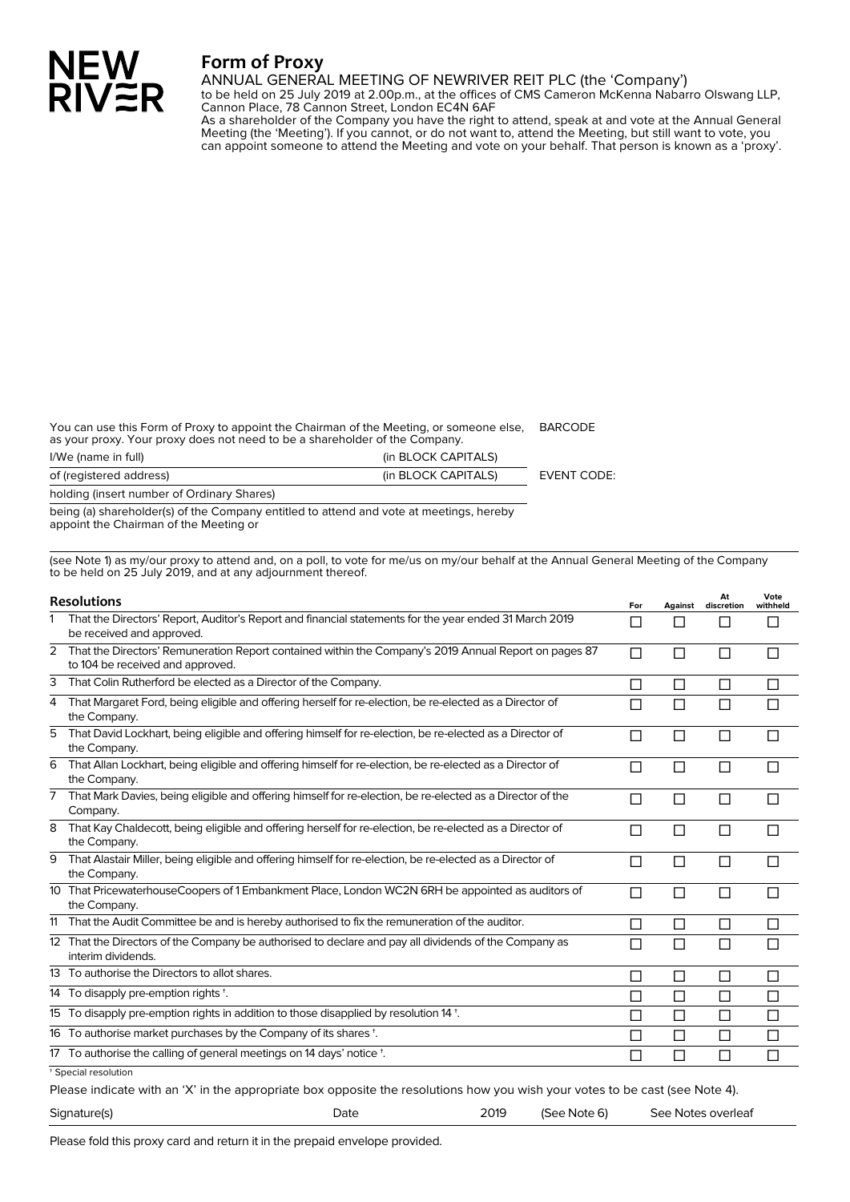NEW RIVER

# Form of Proxy

ANNUAL GENERAL MEETING OF NEWRIVER REIT PLC (the 'Company')
to be held on 25 July 2019 at 2.00p.m., at the offices of CMS Cameron McKenna Nabarro Olswang LLP, Cannon Place, 78 Cannon Street, London EC4N 6AF

As a shareholder of the Company you have the right to attend, speak at and vote at the Annual General Meeting (the 'Meeting'). If you cannot, or do not want to, attend the Meeting, but still want to vote, you can appoint someone to attend the Meeting and vote on your behalf. That person is known as a 'proxy'.

You can use this Form of Proxy to appoint the Chairman of the Meeting, or someone else, as your proxy. Your proxy does not need to be a shareholder of the Company.

BARCODE

I/We (name in full) (in BLOCK CAPITALS)

of (registered address) (in BLOCK CAPITALS)

EVENT CODE:

holding (insert number of Ordinary Shares)

being (a) shareholder(s) of the Company entitled to attend and vote at meetings, hereby appoint the Chairman of the Meeting or

(see Note 1) as my/our proxy to attend and, on a poll, to vote for me/us on my/our behalf at the Annual General Meeting of the Company to be held on 25 July 2019, and at any adjournment thereof.

| | Resolutions | For | Against | At discretion | Vote withheld |
|---|---|---|---|---|---|
| 1 | That the Directors' Report, Auditor's Report and financial statements for the year ended 31 March 2019 be received and approved. | ☐ | ☐ | ☐ | ☐ |
| 2 | That the Directors' Remuneration Report contained within the Company's 2019 Annual Report on pages 87 to 104 be received and approved. | ☐ | ☐ | ☐ | ☐ |
| 3 | That Colin Rutherford be elected as a Director of the Company. | ☐ | ☐ | ☐ | ☐ |
| 4 | That Margaret Ford, being eligible and offering herself for re-election, be re-elected as a Director of the Company. | ☐ | ☐ | ☐ | ☐ |
| 5 | That David Lockhart, being eligible and offering himself for re-election, be re-elected as a Director of the Company. | ☐ | ☐ | ☐ | ☐ |
| 6 | That Allan Lockhart, being eligible and offering himself for re-election, be re-elected as a Director of the Company. | ☐ | ☐ | ☐ | ☐ |
| 7 | That Mark Davies, being eligible and offering himself for re-election, be re-elected as a Director of the Company. | ☐ | ☐ | ☐ | ☐ |
| 8 | That Kay Chaldecott, being eligible and offering herself for re-election, be re-elected as a Director of the Company. | ☐ | ☐ | ☐ | ☐ |
| 9 | That Alastair Miller, being eligible and offering himself for re-election, be re-elected as a Director of the Company. | ☐ | ☐ | ☐ | ☐ |
| 10 | That PricewaterhouseCoopers of 1 Embankment Place, London WC2N 6RH be appointed as auditors of the Company. | ☐ | ☐ | ☐ | ☐ |
| 11 | That the Audit Committee be and is hereby authorised to fix the remuneration of the auditor. | ☐ | ☐ | ☐ | ☐ |
| 12 | That the Directors of the Company be authorised to declare and pay all dividends of the Company as interim dividends. | ☐ | ☐ | ☐ | ☐ |
| 13 | To authorise the Directors to allot shares. | ☐ | ☐ | ☐ | ☐ |
| 14 | To disapply pre-emption rights †. | ☐ | ☐ | ☐ | ☐ |
| 15 | To disapply pre-emption rights in addition to those disapplied by resolution 14 †. | ☐ | ☐ | ☐ | ☐ |
| 16 | To authorise market purchases by the Company of its shares †. | ☐ | ☐ | ☐ | ☐ |
| 17 | To authorise the calling of general meetings on 14 days' notice †. | ☐ | ☐ | ☐ | ☐ |

† Special resolution

Please indicate with an 'X' in the appropriate box opposite the resolutions how you wish your votes to be cast (see Note 4).

Signature(s) Date 2019 (See Note 6) See Notes overleaf

Please fold this proxy card and return it in the prepaid envelope provided.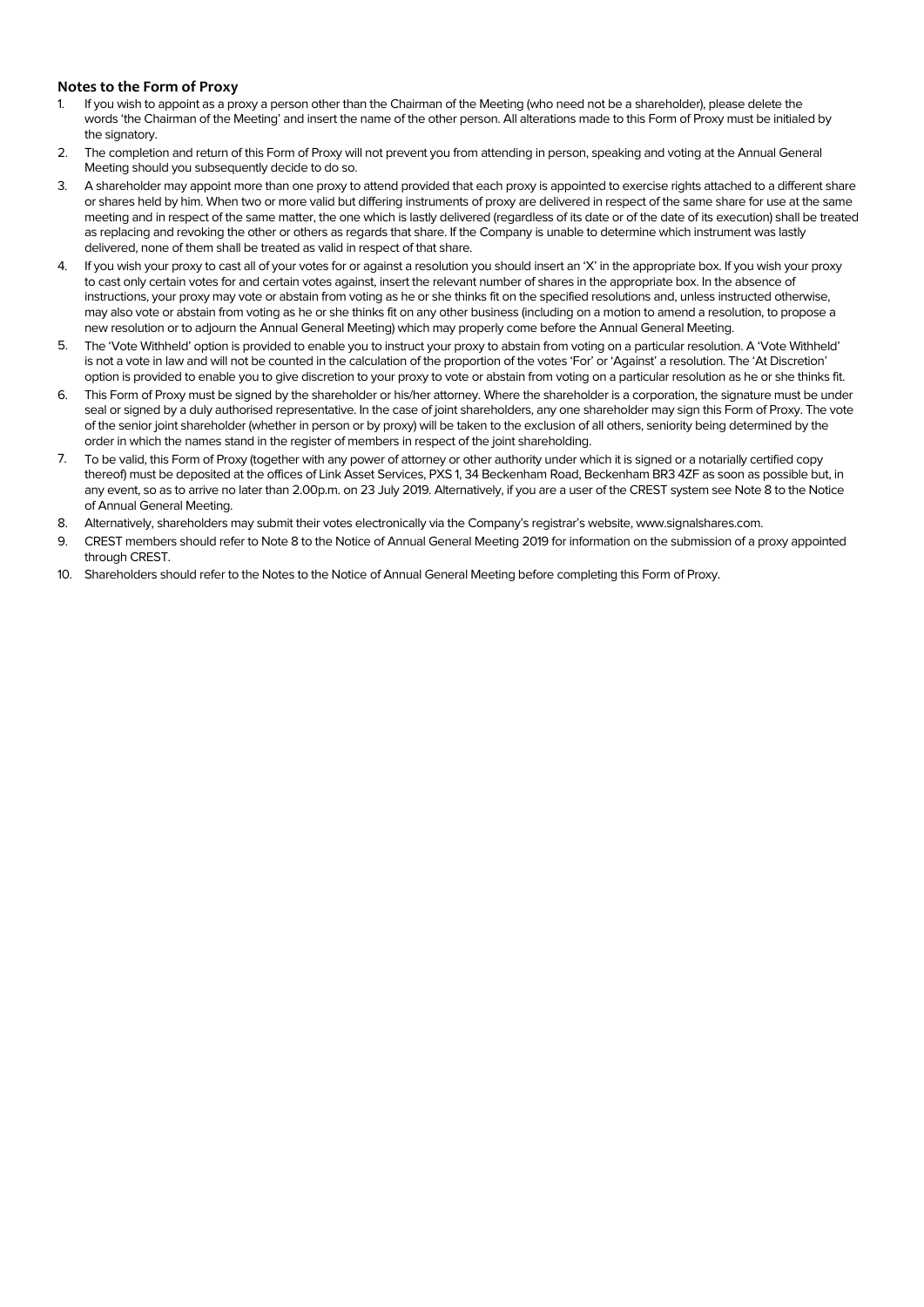## Notes to the Form of Proxy

1. If you wish to appoint as a proxy a person other than the Chairman of the Meeting (who need not be a shareholder), please delete the words 'the Chairman of the Meeting' and insert the name of the other person. All alterations made to this Form of Proxy must be initialed by the signatory.
2. The completion and return of this Form of Proxy will not prevent you from attending in person, speaking and voting at the Annual General Meeting should you subsequently decide to do so.
3. A shareholder may appoint more than one proxy to attend provided that each proxy is appointed to exercise rights attached to a different share or shares held by him. When two or more valid but differing instruments of proxy are delivered in respect of the same share for use at the same meeting and in respect of the same matter, the one which is lastly delivered (regardless of its date or of the date of its execution) shall be treated as replacing and revoking the other or others as regards that share. If the Company is unable to determine which instrument was lastly delivered, none of them shall be treated as valid in respect of that share.
4. If you wish your proxy to cast all of your votes for or against a resolution you should insert an 'X' in the appropriate box. If you wish your proxy to cast only certain votes for and certain votes against, insert the relevant number of shares in the appropriate box. In the absence of instructions, your proxy may vote or abstain from voting as he or she thinks fit on the specified resolutions and, unless instructed otherwise, may also vote or abstain from voting as he or she thinks fit on any other business (including on a motion to amend a resolution, to propose a new resolution or to adjourn the Annual General Meeting) which may properly come before the Annual General Meeting.
5. The 'Vote Withheld' option is provided to enable you to instruct your proxy to abstain from voting on a particular resolution. A 'Vote Withheld' is not a vote in law and will not be counted in the calculation of the proportion of the votes 'For' or 'Against' a resolution. The 'At Discretion' option is provided to enable you to give discretion to your proxy to vote or abstain from voting on a particular resolution as he or she thinks fit.
6. This Form of Proxy must be signed by the shareholder or his/her attorney. Where the shareholder is a corporation, the signature must be under seal or signed by a duly authorised representative. In the case of joint shareholders, any one shareholder may sign this Form of Proxy. The vote of the senior joint shareholder (whether in person or by proxy) will be taken to the exclusion of all others, seniority being determined by the order in which the names stand in the register of members in respect of the joint shareholding.
7. To be valid, this Form of Proxy (together with any power of attorney or other authority under which it is signed or a notarially certified copy thereof) must be deposited at the offices of Link Asset Services, PXS 1, 34 Beckenham Road, Beckenham BR3 4ZF as soon as possible but, in any event, so as to arrive no later than 2.00p.m. on 23 July 2019. Alternatively, if you are a user of the CREST system see Note 8 to the Notice of Annual General Meeting.
8. Alternatively, shareholders may submit their votes electronically via the Company's registrar's website, www.signalshares.com.
9. CREST members should refer to Note 8 to the Notice of Annual General Meeting 2019 for information on the submission of a proxy appointed through CREST.
10. Shareholders should refer to the Notes to the Notice of Annual General Meeting before completing this Form of Proxy.